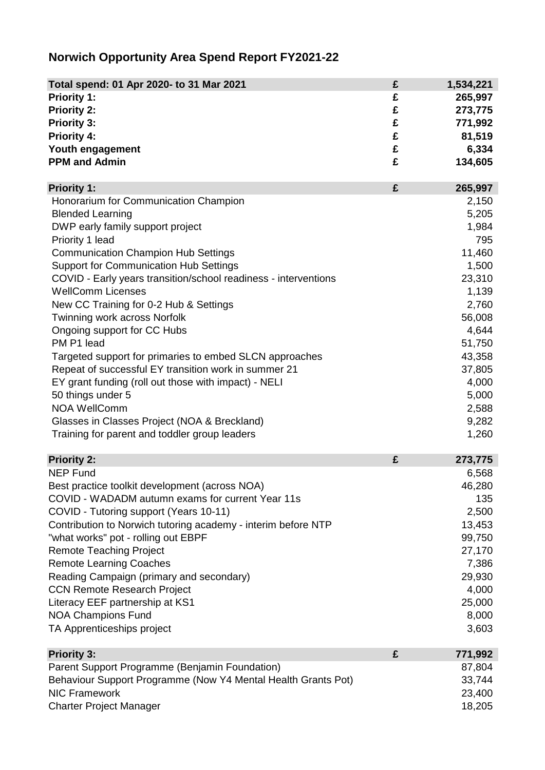# Norwich Opportunity Area Spend Report FY2021-22

| Total spend: 01 Apr 2020- to 31 Mar 2021 | £ | 1,534,221 |
|---|---|---|
| **Priority 1:** | £ | 265,997 |
| **Priority 2:** | £ | 273,775 |
| **Priority 3:** | £ | 771,992 |
| **Priority 4:** | £ | 81,519 |
| **Youth engagement** | £ | 6,334 |
| **PPM and Admin** | £ | 134,605 |

| Priority 1: | £ | 265,997 |
|---|---|---|
| Honorarium for Communication Champion | | 2,150 |
| Blended Learning | | 5,205 |
| DWP early family support project | | 1,984 |
| Priority 1 lead | | 795 |
| Communication Champion Hub Settings | | 11,460 |
| Support for Communication Hub Settings | | 1,500 |
| COVID - Early years transition/school readiness - interventions | | 23,310 |
| WellComm Licenses | | 1,139 |
| New CC Training for 0-2 Hub & Settings | | 2,760 |
| Twinning work across Norfolk | | 56,008 |
| Ongoing support for CC Hubs | | 4,644 |
| PM P1 lead | | 51,750 |
| Targeted support for primaries to embed SLCN approaches | | 43,358 |
| Repeat of successful EY transition work in summer 21 | | 37,805 |
| EY grant funding (roll out those with impact) - NELI | | 4,000 |
| 50 things under 5 | | 5,000 |
| NOA WellComm | | 2,588 |
| Glasses in Classes Project (NOA & Breckland) | | 9,282 |
| Training for parent and toddler group leaders | | 1,260 |

| Priority 2: | £ | 273,775 |
|---|---|---|
| NEP Fund | | 6,568 |
| Best practice toolkit development (across NOA) | | 46,280 |
| COVID - WADADM autumn exams for current Year 11s | | 135 |
| COVID - Tutoring support (Years 10-11) | | 2,500 |
| Contribution to Norwich tutoring academy - interim before NTP | | 13,453 |
| "what works" pot - rolling out EBPF | | 99,750 |
| Remote Teaching Project | | 27,170 |
| Remote Learning Coaches | | 7,386 |
| Reading Campaign (primary and secondary) | | 29,930 |
| CCN Remote Research Project | | 4,000 |
| Literacy EEF partnership at KS1 | | 25,000 |
| NOA Champions Fund | | 8,000 |
| TA Apprenticeships project | | 3,603 |

| Priority 3: | £ | 771,992 |
|---|---|---|
| Parent Support Programme (Benjamin Foundation) | | 87,804 |
| Behaviour Support Programme (Now Y4 Mental Health Grants Pot) | | 33,744 |
| NIC Framework | | 23,400 |
| Charter Project Manager | | 18,205 |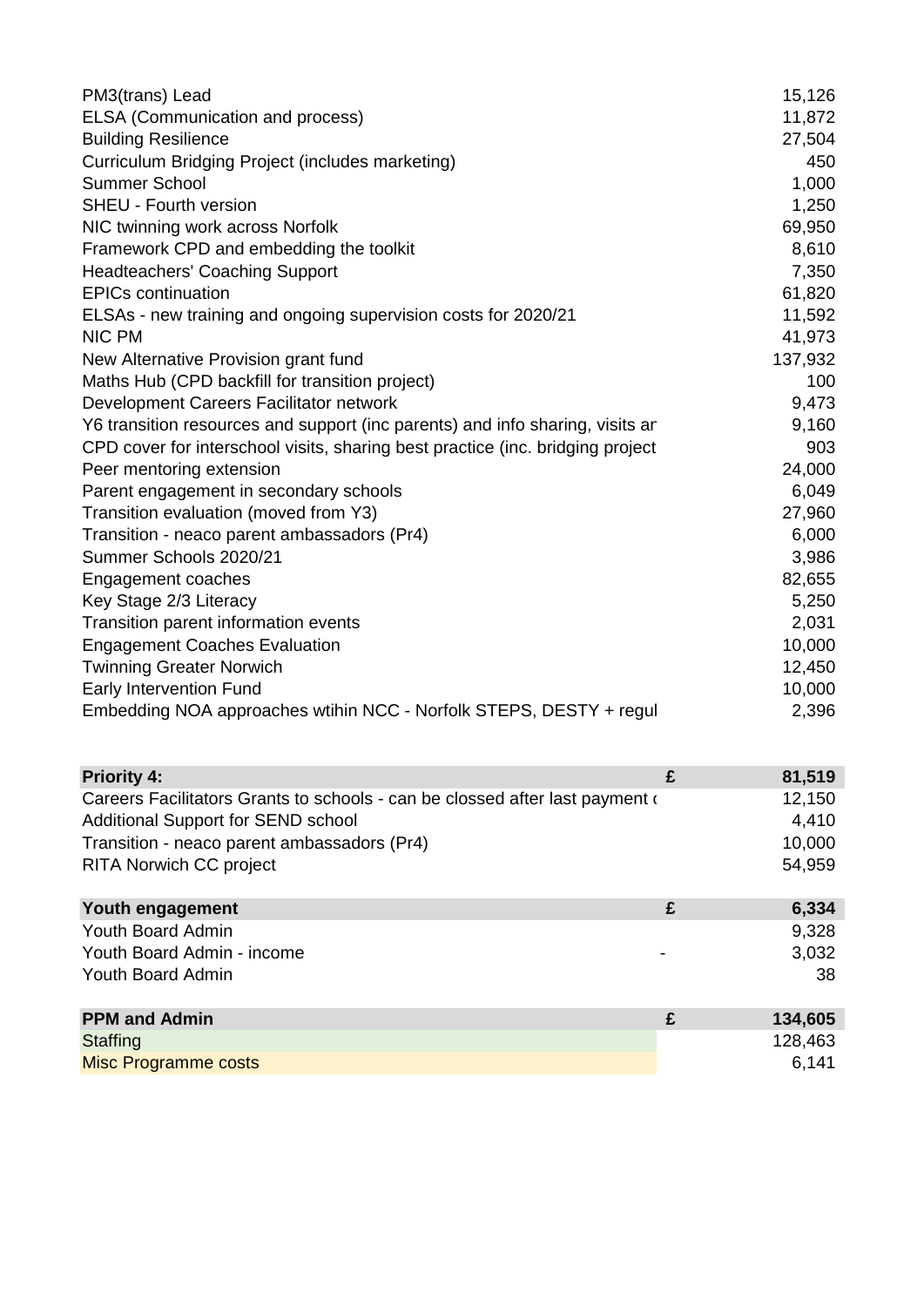| | | |
|---|---|---|
| PM3(trans) Lead | | 15,126 |
| ELSA (Communication and process) | | 11,872 |
| Building Resilience | | 27,504 |
| Curriculum Bridging Project (includes marketing) | | 450 |
| Summer School | | 1,000 |
| SHEU - Fourth version | | 1,250 |
| NIC twinning work across Norfolk | | 69,950 |
| Framework CPD and embedding the toolkit | | 8,610 |
| Headteachers' Coaching Support | | 7,350 |
| EPICs continuation | | 61,820 |
| ELSAs - new training and ongoing supervision costs for 2020/21 | | 11,592 |
| NIC PM | | 41,973 |
| New Alternative Provision grant fund | | 137,932 |
| Maths Hub (CPD backfill for transition project) | | 100 |
| Development Careers Facilitator network | | 9,473 |
| Y6 transition resources and support (inc parents) and info sharing, visits ar | | 9,160 |
| CPD cover for interschool visits, sharing best practice (inc. bridging project | | 903 |
| Peer mentoring extension | | 24,000 |
| Parent engagement in secondary schools | | 6,049 |
| Transition evaluation (moved from Y3) | | 27,960 |
| Transition - neaco parent ambassadors (Pr4) | | 6,000 |
| Summer Schools 2020/21 | | 3,986 |
| Engagement coaches | | 82,655 |
| Key Stage 2/3 Literacy | | 5,250 |
| Transition parent information events | | 2,031 |
| Engagement Coaches Evaluation | | 10,000 |
| Twinning Greater Norwich | | 12,450 |
| Early Intervention Fund | | 10,000 |
| Embedding NOA approaches wtihin NCC - Norfolk STEPS, DESTY + regul | | 2,396 |
| | | |
| **Priority 4:** | **£** | **81,519** |
| Careers Facilitators Grants to schools - can be closed after last payment ( | | 12,150 |
| Additional Support for SEND school | | 4,410 |
| Transition - neaco parent ambassadors (Pr4) | | 10,000 |
| RITA Norwich CC project | | 54,959 |
| | | |
| **Youth engagement** | **£** | **6,334** |
| Youth Board Admin | | 9,328 |
| Youth Board Admin - income | - | 3,032 |
| Youth Board Admin | | 38 |
| | | |
| **PPM and Admin** | **£** | **134,605** |
| Staffing | | 128,463 |
| Misc Programme costs | | 6,141 |